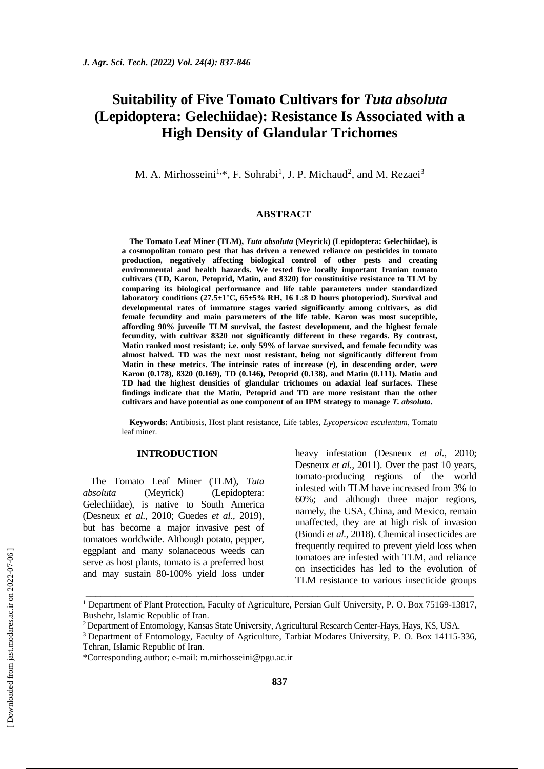# Suitability of Five Tomato Cultivars for *Tuta absoluta* (Lepidoptera: Gelechiidae): Resistance Is Associated with a High Density of Glandular Trichomes

M. A. Mirhosseini[1,*], F. Sohrabi[1], J. P. Michaud[2], and M. Rezaei[3]

## ABSTRACT

**The Tomato Leaf Miner (TLM), *Tuta absoluta* (Meyrick) (Lepidoptera: Gelechiidae), is a cosmopolitan tomato pest that has driven a renewed reliance on pesticides in tomato production, negatively affecting biological control of other pests and creating environmental and health hazards. We tested five locally important Iranian tomato cultivars (TD, Karon, Petoprid, Matin, and 8320) for constituitive resistance to TLM by comparing its biological performance and life table parameters under standardized laboratory conditions (27.5±1°C, 65±5% RH, 16 L:8 D hours photoperiod). Survival and developmental rates of immature stages varied significantly among cultivars, as did female fecundity and main parameters of the life table. Karon was most suceptible, affording 90% juvenile TLM survival, the fastest development, and the highest female fecundity, with cultivar 8320 not significantly different in these regards. By contrast, Matin ranked most resistant; i.e. only 59% of larvae survived, and female fecundity was almost halved. TD was the next most resistant, being not significantly different from Matin in these metrics. The intrinsic rates of increase (r), in descending order, were Karon (0.178), 8320 (0.169), TD (0.146), Petoprid (0.138), and Matin (0.111). Matin and TD had the highest densities of glandular trichomes on adaxial leaf surfaces. These findings indicate that the Matin, Petoprid and TD are more resistant than the other cultivars and have potential as one component of an IPM strategy to manage *T. absoluta*.**

**Keywords:** Antibiosis, Host plant resistance, Life tables, *Lycopersicon esculentum*, Tomato leaf miner.

## INTRODUCTION

The Tomato Leaf Miner (TLM), *Tuta absoluta* (Meyrick) (Lepidoptera: Gelechiidae), is native to South America (Desneux *et al.*, 2010; Guedes *et al.*, 2019), but has become a major invasive pest of tomatoes worldwide. Although potato, pepper, eggplant and many solanaceous weeds can serve as host plants, tomato is a preferred host and may sustain 80-100% yield loss under heavy infestation (Desneux *et al.*, 2010; Desneux *et al.*, 2011). Over the past 10 years, tomato-producing regions of the world infested with TLM have increased from 3% to 60%; and although three major regions, namely, the USA, China, and Mexico, remain unaffected, they are at high risk of invasion (Biondi *et al.*, 2018). Chemical insecticides are frequently required to prevent yield loss when tomatoes are infested with TLM, and reliance on insecticides has led to the evolution of TLM resistance to various insecticide groups

---

[1] Department of Plant Protection, Faculty of Agriculture, Persian Gulf University, P. O. Box 75169-13817, Bushehr, Islamic Republic of Iran.

[2] Department of Entomology, Kansas State University, Agricultural Research Center-Hays, Hays, KS, USA.

[3] Department of Entomology, Faculty of Agriculture, Tarbiat Modares University, P. O. Box 14115-336, Tehran, Islamic Republic of Iran.

*Corresponding author; e-mail: m.mirhosseini@pgu.ac.ir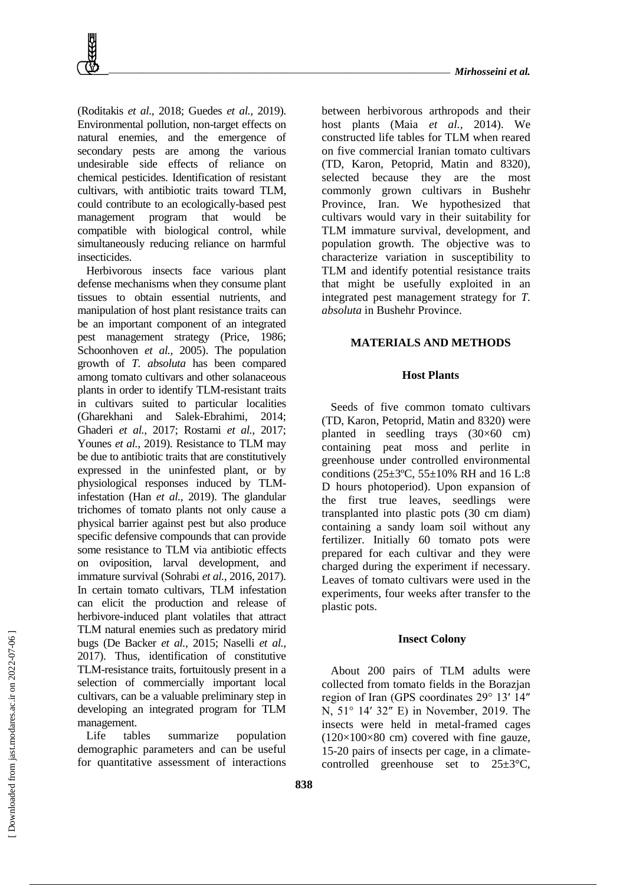(Roditakis *et al.,* 2018; Guedes *et al.,* 2019). Environmental pollution, non-target effects on natural enemies, and the emergence of secondary pests are among the various undesirable side effects of reliance on chemical pesticides. Identification of resistant cultivars, with antibiotic traits toward TLM, could contribute to an ecologically-based pest management program that would be compatible with biological control, while simultaneously reducing reliance on harmful insecticides.

Herbivorous insects face various plant defense mechanisms when they consume plant tissues to obtain essential nutrients, and manipulation of host plant resistance traits can be an important component of an integrated pest management strategy (Price, 1986; Schoonhoven *et al.,* 2005). The population growth of *T. absoluta* has been compared among tomato cultivars and other solanaceous plants in order to identify TLM-resistant traits in cultivars suited to particular localities (Gharekhani and Salek-Ebrahimi, 2014; Ghaderi *et al.,* 2017; Rostami *et al.,* 2017; Younes *et al.,* 2019). Resistance to TLM may be due to antibiotic traits that are constitutively expressed in the uninfested plant, or by physiological responses induced by TLM-infestation (Han *et al.,* 2019). The glandular trichomes of tomato plants not only cause a physical barrier against pest but also produce specific defensive compounds that can provide some resistance to TLM via antibiotic effects on oviposition, larval development, and immature survival (Sohrabi *et al.,* 2016, 2017). In certain tomato cultivars, TLM infestation can elicit the production and release of herbivore-induced plant volatiles that attract TLM natural enemies such as predatory mirid bugs (De Backer *et al.,* 2015; Naselli *et al.,* 2017). Thus, identification of constitutive TLM-resistance traits, fortuitously present in a selection of commercially important local cultivars, can be a valuable preliminary step in developing an integrated program for TLM management.

Life tables summarize population demographic parameters and can be useful for quantitative assessment of interactions between herbivorous arthropods and their host plants (Maia *et al.,* 2014). We constructed life tables for TLM when reared on five commercial Iranian tomato cultivars (TD, Karon, Petoprid, Matin and 8320), selected because they are the most commonly grown cultivars in Bushehr Province, Iran. We hypothesized that cultivars would vary in their suitability for TLM immature survival, development, and population growth. The objective was to characterize variation in susceptibility to TLM and identify potential resistance traits that might be usefully exploited in an integrated pest management strategy for *T. absoluta* in Bushehr Province.

## MATERIALS AND METHODS

### Host Plants

Seeds of five common tomato cultivars (TD, Karon, Petoprid, Matin and 8320) were planted in seedling trays (30×60 cm) containing peat moss and perlite in greenhouse under controlled environmental conditions (25±3ºC, 55±10% RH and 16 L:8 D hours photoperiod). Upon expansion of the first true leaves, seedlings were transplanted into plastic pots (30 cm diam) containing a sandy loam soil without any fertilizer. Initially 60 tomato pots were prepared for each cultivar and they were charged during the experiment if necessary. Leaves of tomato cultivars were used in the experiments, four weeks after transfer to the plastic pots.

### Insect Colony

About 200 pairs of TLM adults were collected from tomato fields in the Borazjan region of Iran (GPS coordinates 29° 13′ 14″ N, 51° 14′ 32″ E) in November, 2019. The insects were held in metal-framed cages (120×100×80 cm) covered with fine gauze, 15-20 pairs of insects per cage, in a climate-controlled greenhouse set to 25±3°C,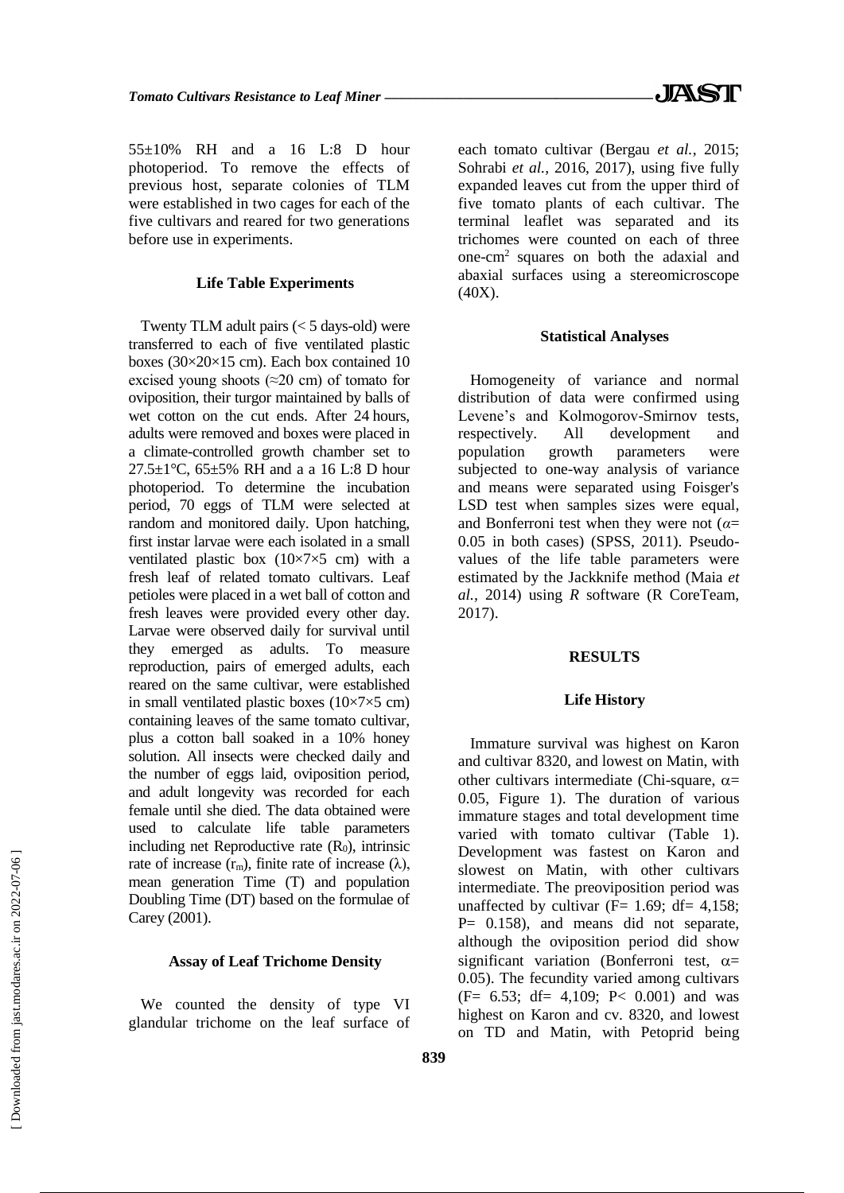55±10% RH and a 16 L:8 D hour photoperiod. To remove the effects of previous host, separate colonies of TLM were established in two cages for each of the five cultivars and reared for two generations before use in experiments.

### Life Table Experiments

Twenty TLM adult pairs (< 5 days-old) were transferred to each of five ventilated plastic boxes (30×20×15 cm). Each box contained 10 excised young shoots (≈20 cm) of tomato for oviposition, their turgor maintained by balls of wet cotton on the cut ends. After 24 hours, adults were removed and boxes were placed in a climate-controlled growth chamber set to 27.5±1°C, 65±5% RH and a a 16 L:8 D hour photoperiod. To determine the incubation period, 70 eggs of TLM were selected at random and monitored daily. Upon hatching, first instar larvae were each isolated in a small ventilated plastic box (10×7×5 cm) with a fresh leaf of related tomato cultivars. Leaf petioles were placed in a wet ball of cotton and fresh leaves were provided every other day. Larvae were observed daily for survival until they emerged as adults. To measure reproduction, pairs of emerged adults, each reared on the same cultivar, were established in small ventilated plastic boxes (10×7×5 cm) containing leaves of the same tomato cultivar, plus a cotton ball soaked in a 10% honey solution. All insects were checked daily and the number of eggs laid, oviposition period, and adult longevity was recorded for each female until she died. The data obtained were used to calculate life table parameters including net Reproductive rate ($R_0$), intrinsic rate of increase ($r_m$), finite rate of increase ($\lambda$), mean generation Time (T) and population Doubling Time (DT) based on the formulae of Carey (2001).

### Assay of Leaf Trichome Density

We counted the density of type VI glandular trichome on the leaf surface of each tomato cultivar (Bergau *et al.*, 2015; Sohrabi *et al.*, 2016, 2017), using five fully expanded leaves cut from the upper third of five tomato plants of each cultivar. The terminal leaflet was separated and its trichomes were counted on each of three one-cm$^2$ squares on both the adaxial and abaxial surfaces using a stereomicroscope (40X).

### Statistical Analyses

Homogeneity of variance and normal distribution of data were confirmed using Levene's and Kolmogorov-Smirnov tests, respectively. All development and population growth parameters were subjected to one-way analysis of variance and means were separated using Foisger's LSD test when samples sizes were equal, and Bonferroni test when they were not ($\alpha$= 0.05 in both cases) (SPSS, 2011). Pseudo-values of the life table parameters were estimated by the Jackknife method (Maia *et al.*, 2014) using *R* software (R CoreTeam, 2017).

## RESULTS

### Life History

Immature survival was highest on Karon and cultivar 8320, and lowest on Matin, with other cultivars intermediate (Chi-square, $\alpha$= 0.05, Figure 1). The duration of various immature stages and total development time varied with tomato cultivar (Table 1). Development was fastest on Karon and slowest on Matin, with other cultivars intermediate. The preoviposition period was unaffected by cultivar ($F$= 1.69; df= 4,158; $P$= 0.158), and means did not separate, although the oviposition period did show significant variation (Bonferroni test, $\alpha$= 0.05). The fecundity varied among cultivars ($F$= 6.53; df= 4,109; $P$< 0.001) and was highest on Karon and cv. 8320, and lowest on TD and Matin, with Petoprid being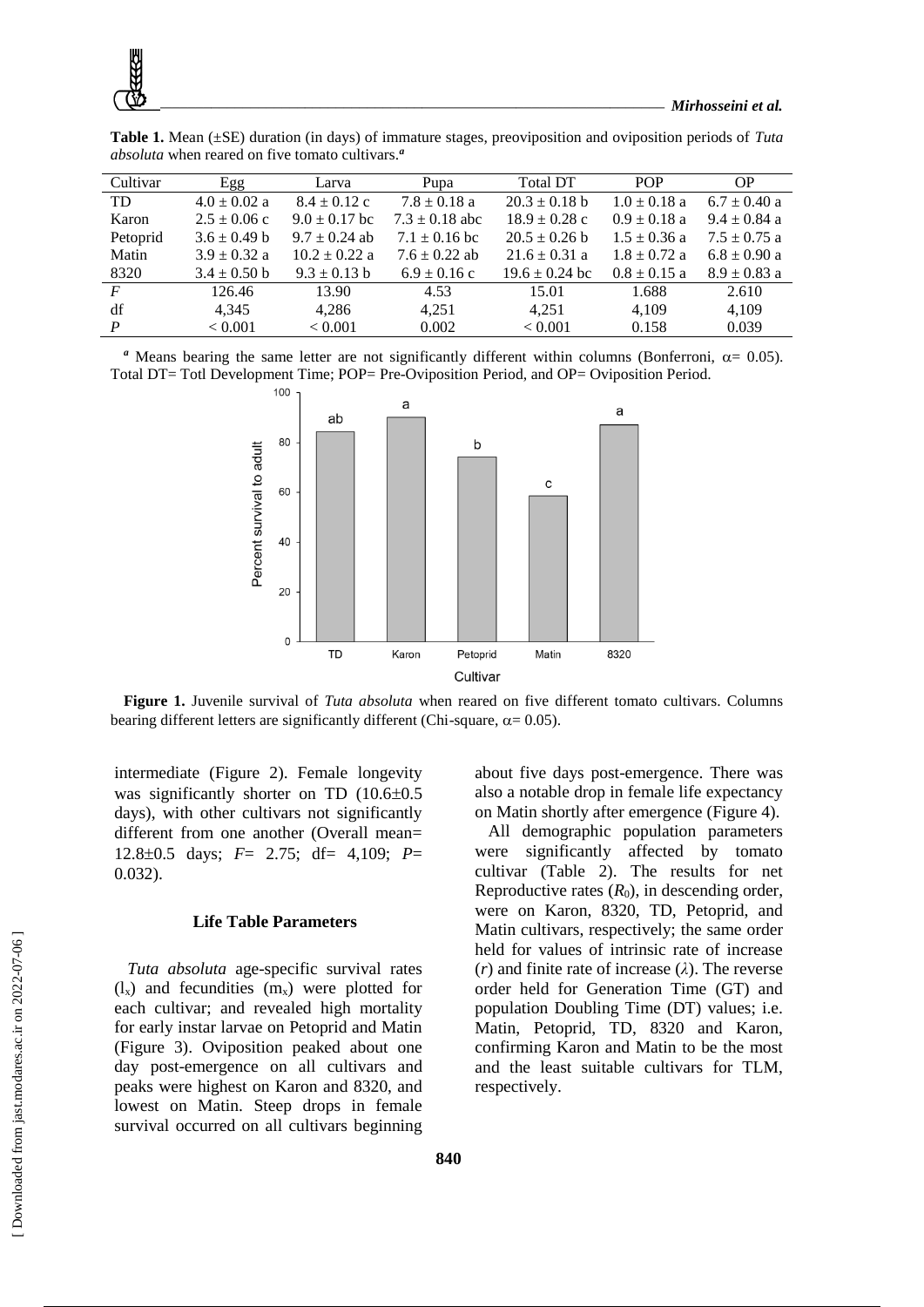**Table 1.** Mean (±SE) duration (in days) of immature stages, preoviposition and oviposition periods of *Tuta absoluta* when reared on five tomato cultivars.[a]

| Cultivar | Egg | Larva | Pupa | Total DT | POP | OP |
|---|---|---|---|---|---|---|
| TD | 4.0 ± 0.02 a | 8.4 ± 0.12 c | 7.8 ± 0.18 a | 20.3 ± 0.18 b | 1.0 ± 0.18 a | 6.7 ± 0.40 a |
| Karon | 2.5 ± 0.06 c | 9.0 ± 0.17 bc | 7.3 ± 0.18 abc | 18.9 ± 0.28 c | 0.9 ± 0.18 a | 9.4 ± 0.84 a |
| Petoprid | 3.6 ± 0.49 b | 9.7 ± 0.24 ab | 7.1 ± 0.16 bc | 20.5 ± 0.26 b | 1.5 ± 0.36 a | 7.5 ± 0.75 a |
| Matin | 3.9 ± 0.32 a | 10.2 ± 0.22 a | 7.6 ± 0.22 ab | 21.6 ± 0.31 a | 1.8 ± 0.72 a | 6.8 ± 0.90 a |
| 8320 | 3.4 ± 0.50 b | 9.3 ± 0.13 b | 6.9 ± 0.16 c | 19.6 ± 0.24 bc | 0.8 ± 0.15 a | 8.9 ± 0.83 a |
| *F* | 126.46 | 13.90 | 4.53 | 15.01 | 1.688 | 2.610 |
| df | 4,345 | 4,286 | 4,251 | 4,251 | 4,109 | 4,109 |
| *P* | < 0.001 | < 0.001 | 0.002 | < 0.001 | 0.158 | 0.039 |

[a] Means bearing the same letter are not significantly different within columns (Bonferroni, $\alpha$= 0.05). Total DT= Totl Development Time; POP= Pre-Oviposition Period, and OP= Oviposition Period.

**Figure 1.** Juvenile survival of *Tuta absoluta* when reared on five different tomato cultivars. Columns bearing different letters are significantly different (Chi-square, $\alpha$= 0.05).

intermediate (Figure 2). Female longevity was significantly shorter on TD (10.6±0.5 days), with other cultivars not significantly different from one another (Overall mean= 12.8±0.5 days; *F*= 2.75; df= 4,109; *P*= 0.032).

### Life Table Parameters

*Tuta absoluta* age-specific survival rates ($l_x$) and fecundities ($m_x$) were plotted for each cultivar; and revealed high mortality for early instar larvae on Petoprid and Matin (Figure 3). Oviposition peaked about one day post-emergence on all cultivars and peaks were highest on Karon and 8320, and lowest on Matin. Steep drops in female survival occurred on all cultivars beginning about five days post-emergence. There was also a notable drop in female life expectancy on Matin shortly after emergence (Figure 4).

All demographic population parameters were significantly affected by tomato cultivar (Table 2). The results for net Reproductive rates ($R_0$), in descending order, were on Karon, 8320, TD, Petoprid, and Matin cultivars, respectively; the same order held for values of intrinsic rate of increase ($r$) and finite rate of increase ($\lambda$). The reverse order held for Generation Time (GT) and population Doubling Time (DT) values; i.e. Matin, Petoprid, TD, 8320 and Karon, confirming Karon and Matin to be the most and the least suitable cultivars for TLM, respectively.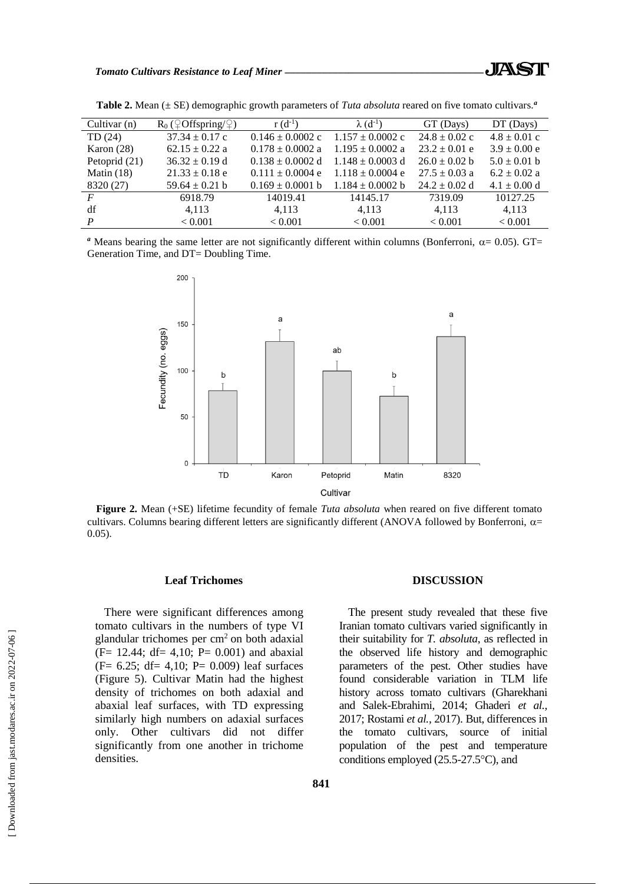**Table 2.** Mean (± SE) demographic growth parameters of *Tuta absoluta* reared on five tomato cultivars.[a]

| Cultivar (n) | $R_0$ (♀Offspring/♀) | r ($d^{-1}$) | λ ($d^{-1}$) | GT (Days) | DT (Days) |
|---|---|---|---|---|---|
| TD (24) | 37.34 ± 0.17 c | 0.146 ± 0.0002 c | 1.157 ± 0.0002 c | 24.8 ± 0.02 c | 4.8 ± 0.01 c |
| Karon (28) | 62.15 ± 0.22 a | 0.178 ± 0.0002 a | 1.195 ± 0.0002 a | 23.2 ± 0.01 e | 3.9 ± 0.00 e |
| Petoprid (21) | 36.32 ± 0.19 d | 0.138 ± 0.0002 d | 1.148 ± 0.0003 d | 26.0 ± 0.02 b | 5.0 ± 0.01 b |
| Matin (18) | 21.33 ± 0.18 e | 0.111 ± 0.0004 e | 1.118 ± 0.0004 e | 27.5 ± 0.03 a | 6.2 ± 0.02 a |
| 8320 (27) | 59.64 ± 0.21 b | 0.169 ± 0.0001 b | 1.184 ± 0.0002 b | 24.2 ± 0.02 d | 4.1 ± 0.00 d |
| *F* | 6918.79 | 14019.41 | 14145.17 | 7319.09 | 10127.25 |
| df | 4,113 | 4,113 | 4,113 | 4,113 | 4,113 |
| *P* | < 0.001 | < 0.001 | < 0.001 | < 0.001 | < 0.001 |

[a] Means bearing the same letter are not significantly different within columns (Bonferroni, α= 0.05). GT= Generation Time, and DT= Doubling Time.

**Figure 2.** Mean (+SE) lifetime fecundity of female *Tuta absoluta* when reared on five different tomato cultivars. Columns bearing different letters are significantly different (ANOVA followed by Bonferroni, α= 0.05).

### Leaf Trichomes

There were significant differences among tomato cultivars in the numbers of type VI glandular trichomes per $cm^2$ on both adaxial ($F= 12.44$; df= 4,10; $P= 0.001$) and abaxial ($F= 6.25$; df= 4,10; $P= 0.009$) leaf surfaces (Figure 5). Cultivar Matin had the highest density of trichomes on both adaxial and abaxial leaf surfaces, with TD expressing similarly high numbers on adaxial surfaces only. Other cultivars did not differ significantly from one another in trichome densities.

## DISCUSSION

The present study revealed that these five Iranian tomato cultivars varied significantly in their suitability for *T. absoluta*, as reflected in the observed life history and demographic parameters of the pest. Other studies have found considerable variation in TLM life history across tomato cultivars (Gharekhani and Salek-Ebrahimi, 2014; Ghaderi *et al.,* 2017; Rostami *et al.*, 2017). But, differences in the tomato cultivars, source of initial population of the pest and temperature conditions employed (25.5-27.5°C), and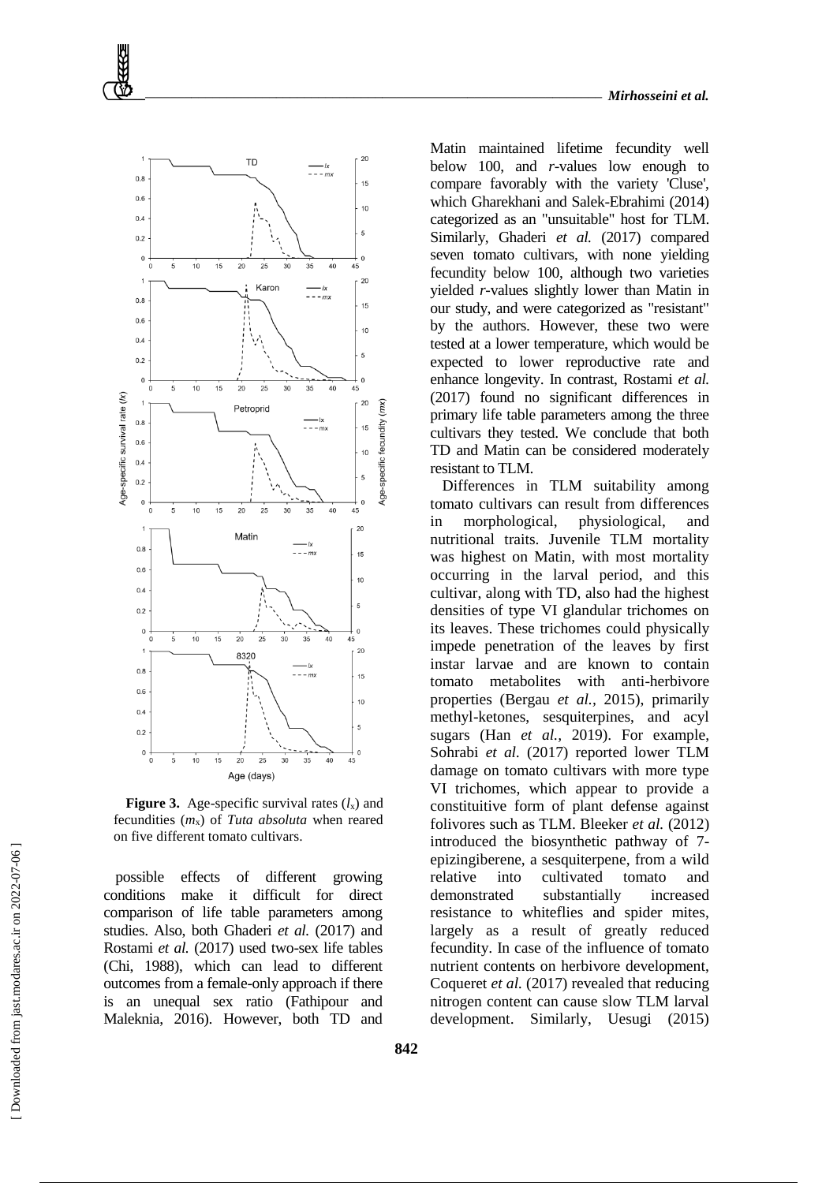**Figure 3.** Age-specific survival rates ($l_x$) and fecundities ($m_x$) of *Tuta absoluta* when reared on five different tomato cultivars.

possible effects of different growing conditions make it difficult for direct comparison of life table parameters among studies. Also, both Ghaderi *et al.* (2017) and Rostami *et al.* (2017) used two-sex life tables (Chi, 1988), which can lead to different outcomes from a female-only approach if there is an unequal sex ratio (Fathipour and Maleknia, 2016). However, both TD and Matin maintained lifetime fecundity well below 100, and *r*-values low enough to compare favorably with the variety 'Cluse', which Gharekhani and Salek-Ebrahimi (2014) categorized as an "unsuitable" host for TLM. Similarly, Ghaderi *et al.* (2017) compared seven tomato cultivars, with none yielding fecundity below 100, although two varieties yielded *r*-values slightly lower than Matin in our study, and were categorized as "resistant" by the authors. However, these two were tested at a lower temperature, which would be expected to lower reproductive rate and enhance longevity. In contrast, Rostami *et al.* (2017) found no significant differences in primary life table parameters among the three cultivars they tested. We conclude that both TD and Matin can be considered moderately resistant to TLM.

Differences in TLM suitability among tomato cultivars can result from differences in morphological, physiological, and nutritional traits. Juvenile TLM mortality was highest on Matin, with most mortality occurring in the larval period, and this cultivar, along with TD, also had the highest densities of type VI glandular trichomes on its leaves. These trichomes could physically impede penetration of the leaves by first instar larvae and are known to contain tomato metabolites with anti-herbivore properties (Bergau *et al.*, 2015), primarily methyl-ketones, sesquiterpines, and acyl sugars (Han *et al.*, 2019). For example, Sohrabi *et al.* (2017) reported lower TLM damage on tomato cultivars with more type VI trichomes, which appear to provide a constituitive form of plant defense against folivores such as TLM. Bleeker *et al.* (2012) introduced the biosynthetic pathway of 7-epizingiberene, a sesquiterpene, from a wild relative into cultivated tomato and demonstrated substantially increased resistance to whiteflies and spider mites, largely as a result of greatly reduced fecundity. In case of the influence of tomato nutrient contents on herbivore development, Coqueret *et al.* (2017) revealed that reducing nitrogen content can cause slow TLM larval development. Similarly, Uesugi (2015)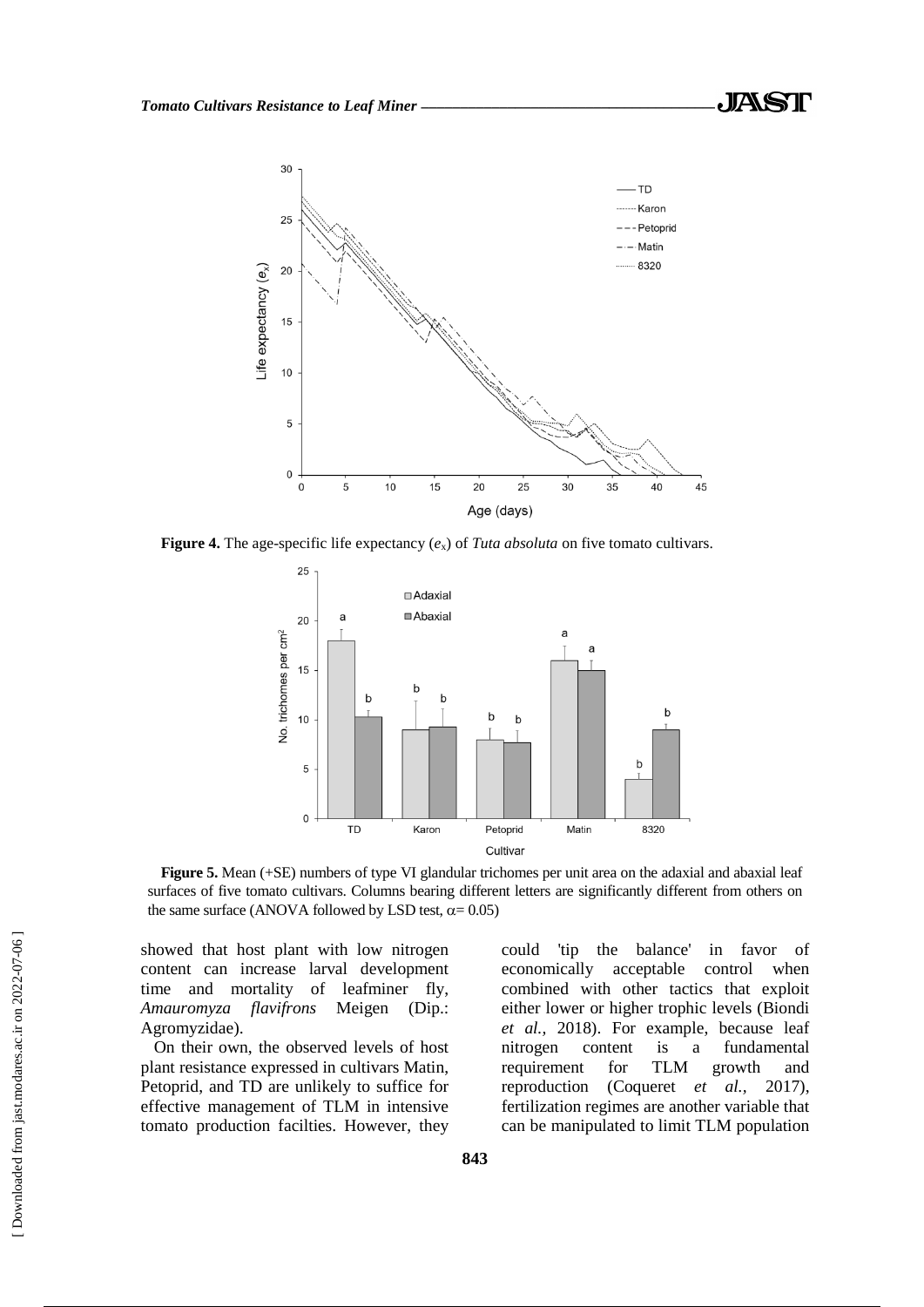**Figure 4.** The age-specific life expectancy ($e_x$) of *Tuta absoluta* on five tomato cultivars.

**Figure 5.** Mean (+SE) numbers of type VI glandular trichomes per unit area on the adaxial and abaxial leaf surfaces of five tomato cultivars. Columns bearing different letters are significantly different from others on the same surface (ANOVA followed by LSD test, $\alpha = 0.05$)

showed that host plant with low nitrogen content can increase larval development time and mortality of leafminer fly, *Amauromyza flavifrons* Meigen (Dip.: Agromyzidae).

On their own, the observed levels of host plant resistance expressed in cultivars Matin, Petoprid, and TD are unlikely to suffice for effective management of TLM in intensive tomato production facilties. However, they could 'tip the balance' in favor of economically acceptable control when combined with other tactics that exploit either lower or higher trophic levels (Biondi *et al.*, 2018). For example, because leaf nitrogen content is a fundamental requirement for TLM growth and reproduction (Coqueret *et al.*, 2017), fertilization regimes are another variable that can be manipulated to limit TLM population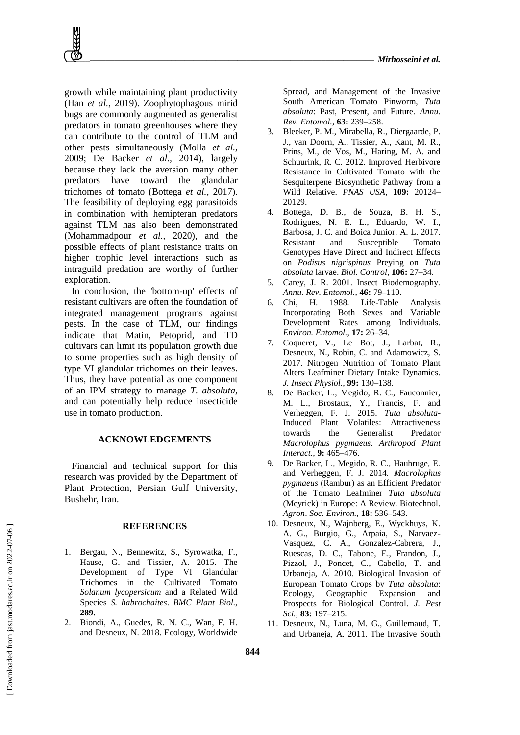growth while maintaining plant productivity (Han *et al.,* 2019). Zoophytophagous mirid bugs are commonly augmented as generalist predators in tomato greenhouses where they can contribute to the control of TLM and other pests simultaneously (Molla *et al.,* 2009; De Backer *et al.,* 2014), largely because they lack the aversion many other predators have toward the glandular trichomes of tomato (Bottega *et al.,* 2017). The feasibility of deploying egg parasitoids in combination with hemipteran predators against TLM has also been demonstrated (Mohammadpour *et al.,* 2020), and the possible effects of plant resistance traits on higher trophic level interactions such as intraguild predation are worthy of further exploration.

In conclusion, the 'bottom-up' effects of resistant cultivars are often the foundation of integrated management programs against pests. In the case of TLM, our findings indicate that Matin, Petoprid, and TD cultivars can limit its population growth due to some properties such as high density of type VI glandular trichomes on their leaves. Thus, they have potential as one component of an IPM strategy to manage *T. absoluta*, and can potentially help reduce insecticide use in tomato production.

## ACKNOWLEDGEMENTS

Financial and technical support for this research was provided by the Department of Plant Protection, Persian Gulf University, Bushehr, Iran.

## REFERENCES

1. Bergau, N., Bennewitz, S., Syrowatka, F., Hause, G. and Tissier, A. 2015. The Development of Type VI Glandular Trichomes in the Cultivated Tomato *Solanum lycopersicum* and a Related Wild Species *S. habrochaites*. *BMC Plant Biol.,* **289.**
2. Biondi, A., Guedes, R. N. C., Wan, F. H. and Desneux, N. 2018. Ecology, Worldwide Spread, and Management of the Invasive South American Tomato Pinworm, *Tuta absoluta*: Past, Present, and Future. *Annu. Rev. Entomol.,* **63:** 239–258.
3. Bleeker, P. M., Mirabella, R., Diergaarde, P. J., van Doorn, A., Tissier, A., Kant, M. R., Prins, M., de Vos, M., Haring, M. A. and Schuurink, R. C. 2012. Improved Herbivore Resistance in Cultivated Tomato with the Sesquiterpene Biosynthetic Pathway from a Wild Relative. *PNAS USA*, **109:** 20124–20129.
4. Bottega, D. B., de Souza, B. H. S., Rodrigues, N. E. L., Eduardo, W. I., Barbosa, J. C. and Boica Junior, A. L. 2017. Resistant and Susceptible Tomato Genotypes Have Direct and Indirect Effects on *Podisus nigrispinus* Preying on *Tuta absoluta* larvae. *Biol. Control,* **106:** 27–34.
5. Carey, J. R. 2001. Insect Biodemography. *Annu. Rev. Entomol.,* **46:** 79–110.
6. Chi, H. 1988. Life-Table Analysis Incorporating Both Sexes and Variable Development Rates among Individuals. *Environ. Entomol.,* **17:** 26–34.
7. Coqueret, V., Le Bot, J., Larbat, R., Desneux, N., Robin, C. and Adamowicz, S. 2017. Nitrogen Nutrition of Tomato Plant Alters Leafminer Dietary Intake Dynamics. *J. Insect Physiol.,* **99:** 130–138.
8. De Backer, L., Megido, R. C., Fauconnier, M. L., Brostaux, Y., Francis, F. and Verheggen, F. J. 2015. *Tuta absoluta*-Induced Plant Volatiles: Attractiveness towards the Generalist Predator *Macrolophus pygmaeus*. *Arthropod Plant Interact.,* **9:** 465–476.
9. De Backer, L., Megido, R. C., Haubruge, E. and Verheggen, F. J. 2014. *Macrolophus pygmaeus* (Rambur) as an Efficient Predator of the Tomato Leafminer *Tuta absoluta* (Meyrick) in Europe: A Review. Biotechnol. *Agron*. *Soc. Environ.,* **18:** 536–543.
10. Desneux, N., Wajnberg, E., Wyckhuys, K. A. G., Burgio, G., Arpaia, S., Narvaez-Vasquez, C. A., Gonzalez-Cabrera, J., Ruescas, D. C., Tabone, E., Frandon, J., Pizzol, J., Poncet, C., Cabello, T. and Urbaneja, A. 2010. Biological Invasion of European Tomato Crops by *Tuta absoluta*: Ecology, Geographic Expansion and Prospects for Biological Control. *J. Pest Sci.,* **83:** 197–215.
11. Desneux, N., Luna, M. G., Guillemaud, T. and Urbaneja, A. 2011. The Invasive South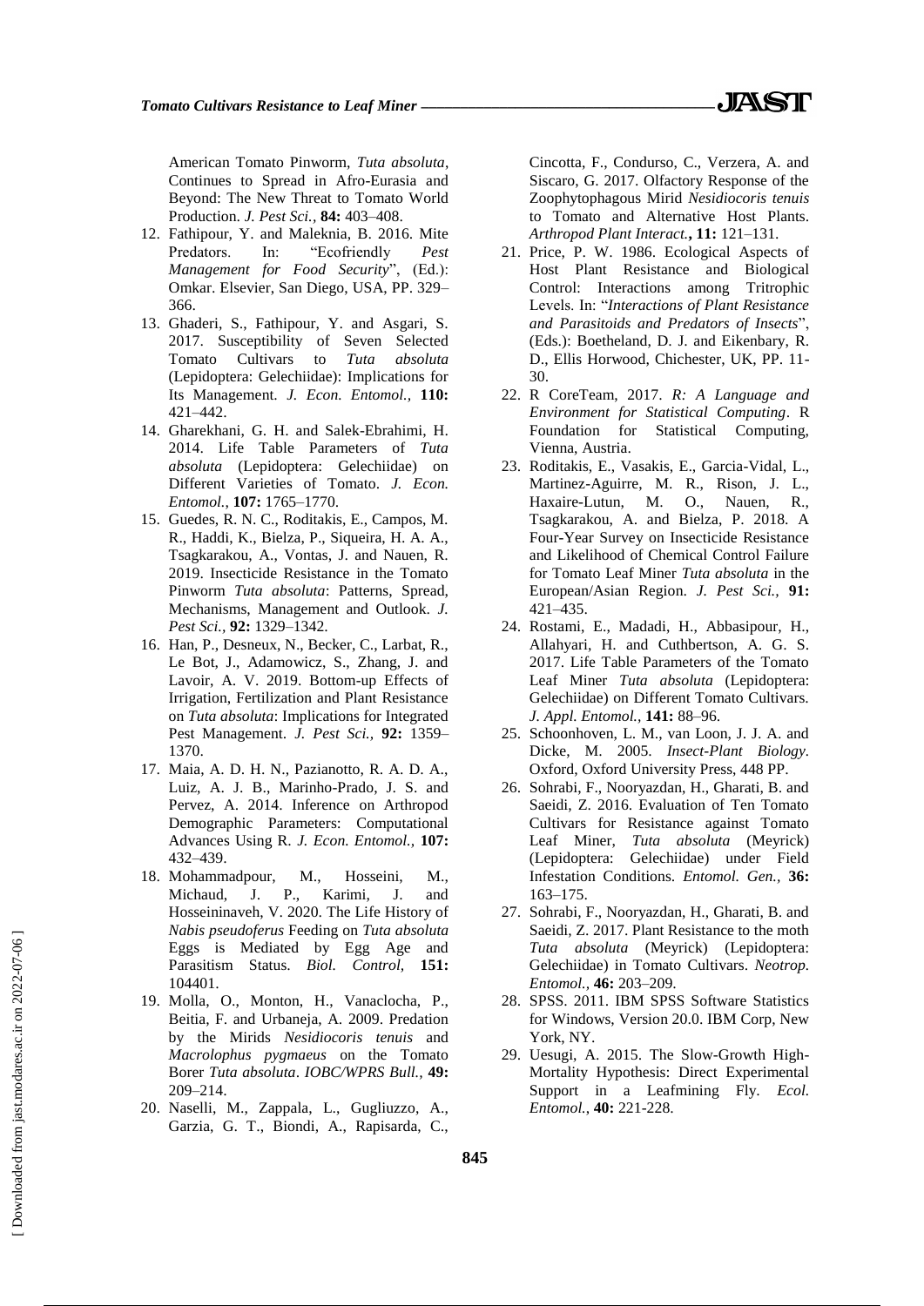American Tomato Pinworm, *Tuta absoluta*, Continues to Spread in Afro-Eurasia and Beyond: The New Threat to Tomato World Production. *J. Pest Sci.*, **84:** 403–408.

12. Fathipour, Y. and Maleknia, B. 2016. Mite Predators. In: "Ecofriendly *Pest Management for Food Security*", (Ed.): Omkar. Elsevier, San Diego, USA, PP. 329–366.
13. Ghaderi, S., Fathipour, Y. and Asgari, S. 2017. Susceptibility of Seven Selected Tomato Cultivars to *Tuta absoluta* (Lepidoptera: Gelechiidae): Implications for Its Management. *J. Econ. Entomol.,* **110:** 421–442.
14. Gharekhani, G. H. and Salek-Ebrahimi, H. 2014. Life Table Parameters of *Tuta absoluta* (Lepidoptera: Gelechiidae) on Different Varieties of Tomato. *J. Econ. Entomol.,* **107:** 1765–1770.
15. Guedes, R. N. C., Roditakis, E., Campos, M. R., Haddi, K., Bielza, P., Siqueira, H. A. A., Tsagkarakou, A., Vontas, J. and Nauen, R. 2019. Insecticide Resistance in the Tomato Pinworm *Tuta absoluta*: Patterns, Spread, Mechanisms, Management and Outlook. *J. Pest Sci.,* **92:** 1329–1342.
16. Han, P., Desneux, N., Becker, C., Larbat, R., Le Bot, J., Adamowicz, S., Zhang, J. and Lavoir, A. V. 2019. Bottom-up Effects of Irrigation, Fertilization and Plant Resistance on *Tuta absoluta*: Implications for Integrated Pest Management. *J. Pest Sci.,* **92:** 1359–1370.
17. Maia, A. D. H. N., Pazianotto, R. A. D. A., Luiz, A. J. B., Marinho-Prado, J. S. and Pervez, A. 2014. Inference on Arthropod Demographic Parameters: Computational Advances Using R. *J. Econ. Entomol.,* **107:** 432–439.
18. Mohammadpour, M., Hosseini, M., Michaud, J. P., Karimi, J. and Hosseininaveh, V. 2020. The Life History of *Nabis pseudoferus* Feeding on *Tuta absoluta* Eggs is Mediated by Egg Age and Parasitism Status. *Biol. Control,* **151:** 104401.
19. Molla, O., Monton, H., Vanaclocha, P., Beitia, F. and Urbaneja, A. 2009. Predation by the Mirids *Nesidiocoris tenuis* and *Macrolophus pygmaeus* on the Tomato Borer *Tuta absoluta*. *IOBC/WPRS Bull.,* **49:** 209–214.
20. Naselli, M., Zappala, L., Gugliuzzo, A., Garzia, G. T., Biondi, A., Rapisarda, C., Cincotta, F., Condurso, C., Verzera, A. and Siscaro, G. 2017. Olfactory Response of the Zoophytophagous Mirid *Nesidiocoris tenuis* to Tomato and Alternative Host Plants. *Arthropod Plant Interact.***,** **11:** 121–131.
21. Price, P. W. 1986. Ecological Aspects of Host Plant Resistance and Biological Control: Interactions among Tritrophic Levels. In: "*Interactions of Plant Resistance and Parasitoids and Predators of Insects*", (Eds.): Boetheland, D. J. and Eikenbary, R. D., Ellis Horwood, Chichester, UK, PP. 11-30.
22. R CoreTeam, 2017. *R: A Language and Environment for Statistical Computing*. R Foundation for Statistical Computing, Vienna, Austria.
23. Roditakis, E., Vasakis, E., Garcia-Vidal, L., Martinez-Aguirre, M. R., Rison, J. L., Haxaire-Lutun, M. O., Nauen, R., Tsagkarakou, A. and Bielza, P. 2018. A Four-Year Survey on Insecticide Resistance and Likelihood of Chemical Control Failure for Tomato Leaf Miner *Tuta absoluta* in the European/Asian Region. *J. Pest Sci.,* **91:** 421–435.
24. Rostami, E., Madadi, H., Abbasipour, H., Allahyari, H. and Cuthbertson, A. G. S. 2017. Life Table Parameters of the Tomato Leaf Miner *Tuta absoluta* (Lepidoptera: Gelechiidae) on Different Tomato Cultivars. *J. Appl. Entomol.,* **141:** 88–96.
25. Schoonhoven, L. M., van Loon, J. J. A. and Dicke, M. 2005. *Insect-Plant Biology*. Oxford, Oxford University Press, 448 PP.
26. Sohrabi, F., Nooryazdan, H., Gharati, B. and Saeidi, Z. 2016. Evaluation of Ten Tomato Cultivars for Resistance against Tomato Leaf Miner, *Tuta absoluta* (Meyrick) (Lepidoptera: Gelechiidae) under Field Infestation Conditions. *Entomol. Gen.,* **36:** 163–175.
27. Sohrabi, F., Nooryazdan, H., Gharati, B. and Saeidi, Z. 2017. Plant Resistance to the moth *Tuta absoluta* (Meyrick) (Lepidoptera: Gelechiidae) in Tomato Cultivars. *Neotrop. Entomol.,* **46:** 203–209.
28. SPSS. 2011. IBM SPSS Software Statistics for Windows, Version 20.0. IBM Corp, New York, NY.
29. Uesugi, A. 2015. The Slow-Growth High-Mortality Hypothesis: Direct Experimental Support in a Leafmining Fly. *Ecol. Entomol.,* **40:** 221-228.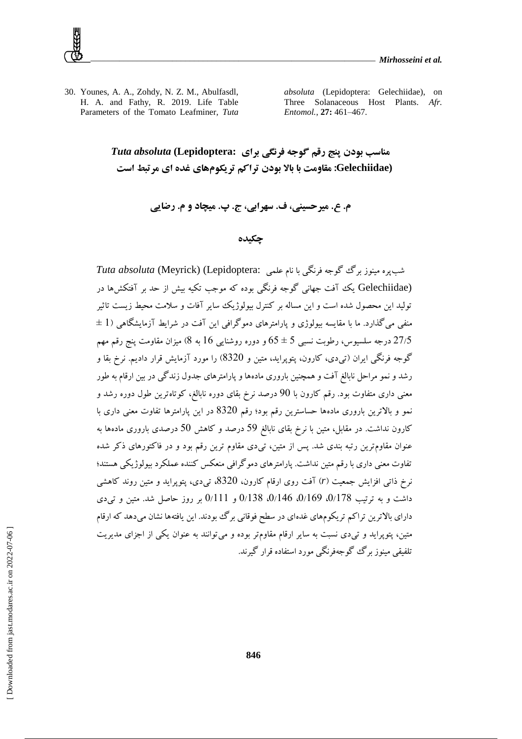30. Younes, A. A., Zohdy, N. Z. M., Abulfasdl, H. A. and Fathy, R. 2019. Life Table Parameters of the Tomato Leafminer, *Tuta absoluta* (Lepidoptera: Gelechiidae), on Three Solanaceous Host Plants. *Afr. Entomol.*, **27:** 461–467.

# مناسب بودن پنج رقم گوجه فرنگی برای *Tuta absoluta* (Lepidoptera: Gelechiidae): مقاومت با بالا بودن تراکم تریکوم‌های غده ای مرتبط است

**م. ع. میرحسینی، ف. سهرابی، ج. پ. میچاد و م. رضایی**

## چکیده

شب‌پره مینوز برگ گوجه فرنگی با نام علمی *Tuta absoluta* (Meyrick) (Lepidoptera: Gelechiidae) یک آفت جهانی گوجه فرنگی بوده که موجب تکیه بیش از حد بر آفتکش‌ها در تولید این محصول شده است و این مساله بر کنترل بیولوژیک سایر آفات و سلامت محیط زیست تاثیر منفی می‌گذارد. ما با مقایسه بیولوژی و پارامترهای دموگرافی این آفت در شرایط آزمایشگاهی (1 ± 27/5 درجه سلسیوس، رطوبت نسبی 5 ± 65 و دوره روشنایی 16 به 8) میزان مقاومت پنج رقم مهم گوجه فرنگی ایران (تی‌دی، کارون، پتوپراید، متین و 8320) را مورد آزمایش قرار دادیم. نرخ بقا و رشد و نمو مراحل نابالغ آفت و همچنین باروری ماده‌ها و پارامترهای جدول زندگی در بین ارقام به طور معنی داری متفاوت بود. رقم کارون با 90 درصد نرخ بقای دوره نابالغ، کوتاه‌ترین طول دوره رشد و نمو و بالاترین باروری ماده‌ها حساسترین رقم بود؛ رقم 8320 در این پارامترها تفاوت معنی داری با کارون نداشت. در مقابل، متین با نرخ بقای نابالغ 59 درصد و کاهش 50 درصدی باروری ماده‌ها به عنوان مقاوم‌ترین رتبه بندی شد. پس از متین، تی‌دی مقاوم ترین رقم بود و در فاکتورهای ذکر شده تفاوت معنی داری با رقم متین نداشت. پارامترهای دموگرافی منعکس کننده عملکرد بیولوژیکی هستند؛ نرخ ذاتی افزایش جمعیت ($r$) آفت روی ارقام کارون، 8320، تی‌دی، پتوپراید و متین روند کاهشی داشت و به ترتیب 0/178، 0/169، 0/146، 0/138 و 0/111 بر روز حاصل شد. متین و تی‌دی دارای بالاترین تراکم تریکوم‌های غده‌ای در سطح فوقانی برگ بودند. این یافته‌ها نشان می‌دهد که ارقام متین، پتوپراید و تی‌دی نسبت به سایر ارقام مقاوم‌تر بوده و می‌توانند به عنوان یکی از اجزای مدیریت تلفیقی مینوز برگ گوجه‌فرنگی مورد استفاده قرار گیرند.